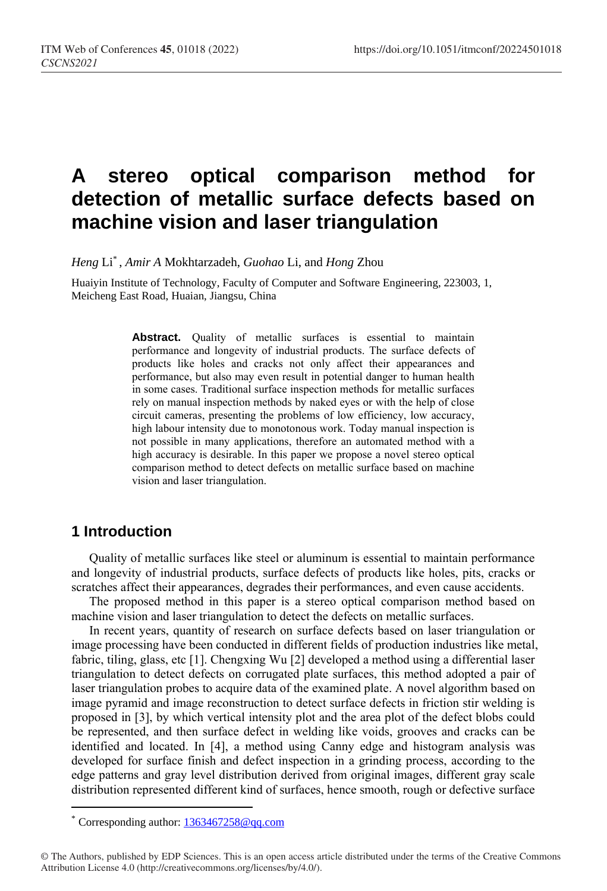# A stereo optical comparison method for detection of metallic surface defects based on machine vision and laser triangulation

*Heng* Li*, *Amir A* Mokhtarzadeh, *Guohao* Li, and *Hong* Zhou

Huaiyin Institute of Technology, Faculty of Computer and Software Engineering, 223003, 1, Meicheng East Road, Huaian, Jiangsu, China

**Abstract.** Quality of metallic surfaces is essential to maintain performance and longevity of industrial products. The surface defects of products like holes and cracks not only affect their appearances and performance, but also may even result in potential danger to human health in some cases. Traditional surface inspection methods for metallic surfaces rely on manual inspection methods by naked eyes or with the help of close circuit cameras, presenting the problems of low efficiency, low accuracy, high labour intensity due to monotonous work. Today manual inspection is not possible in many applications, therefore an automated method with a high accuracy is desirable. In this paper we propose a novel stereo optical comparison method to detect defects on metallic surface based on machine vision and laser triangulation.

## 1 Introduction

Quality of metallic surfaces like steel or aluminum is essential to maintain performance and longevity of industrial products, surface defects of products like holes, pits, cracks or scratches affect their appearances, degrades their performances, and even cause accidents.

The proposed method in this paper is a stereo optical comparison method based on machine vision and laser triangulation to detect the defects on metallic surfaces.

In recent years, quantity of research on surface defects based on laser triangulation or image processing have been conducted in different fields of production industries like metal, fabric, tiling, glass, etc [1]. Chengxing Wu [2] developed a method using a differential laser triangulation to detect defects on corrugated plate surfaces, this method adopted a pair of laser triangulation probes to acquire data of the examined plate. A novel algorithm based on image pyramid and image reconstruction to detect surface defects in friction stir welding is proposed in [3], by which vertical intensity plot and the area plot of the defect blobs could be represented, and then surface defect in welding like voids, grooves and cracks can be identified and located. In [4], a method using Canny edge and histogram analysis was developed for surface finish and defect inspection in a grinding process, according to the edge patterns and gray level distribution derived from original images, different gray scale distribution represented different kind of surfaces, hence smooth, rough or defective surface

* Corresponding author: 1363467258@qq.com

© The Authors, published by EDP Sciences. This is an open access article distributed under the terms of the Creative Commons Attribution License 4.0 (http://creativecommons.org/licenses/by/4.0/).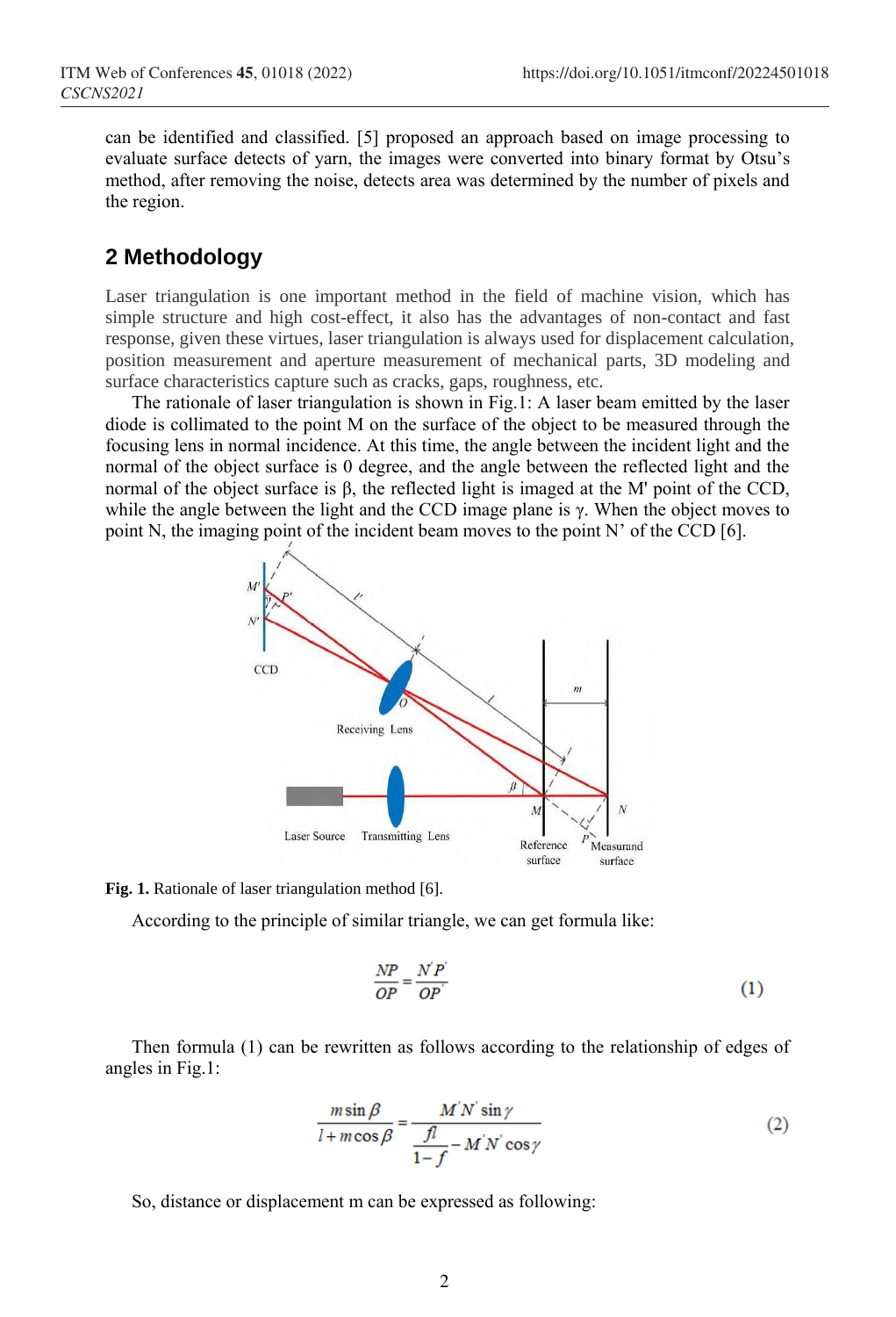can be identified and classified. [5] proposed an approach based on image processing to evaluate surface detects of yarn, the images were converted into binary format by Otsu's method, after removing the noise, detects area was determined by the number of pixels and the region.

## 2 Methodology

Laser triangulation is one important method in the field of machine vision, which has simple structure and high cost-effect, it also has the advantages of non-contact and fast response, given these virtues, laser triangulation is always used for displacement calculation, position measurement and aperture measurement of mechanical parts, 3D modeling and surface characteristics capture such as cracks, gaps, roughness, etc.

The rationale of laser triangulation is shown in Fig.1: A laser beam emitted by the laser diode is collimated to the point M on the surface of the object to be measured through the focusing lens in normal incidence. At this time, the angle between the incident light and the normal of the object surface is 0 degree, and the angle between the reflected light and the normal of the object surface is β, the reflected light is imaged at the M' point of the CCD, while the angle between the light and the CCD image plane is γ. When the object moves to point N, the imaging point of the incident beam moves to the point N' of the CCD [6].

**Fig. 1.** Rationale of laser triangulation method [6].

According to the principle of similar triangle, we can get formula like:

$$\frac{NP}{OP} = \frac{N'P'}{OP'} \tag{1}$$

Then formula (1) can be rewritten as follows according to the relationship of edges of angles in Fig.1:

$$\frac{m\sin\beta}{l + m\cos\beta} = \frac{M'N'\sin\gamma}{\frac{fl}{1-f} - M'N'\cos\gamma} \tag{2}$$

So, distance or displacement m can be expressed as following: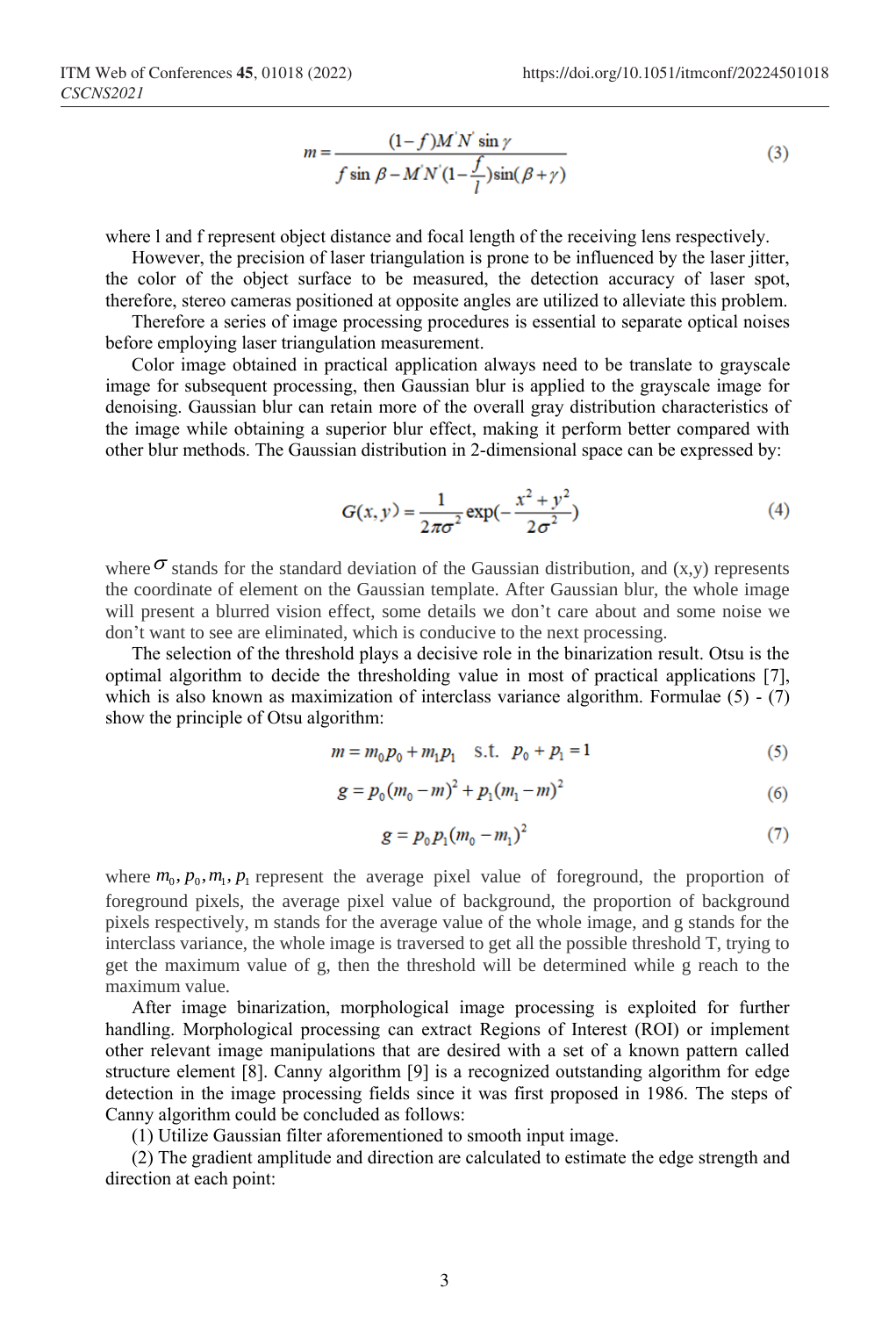$$m = \frac{(1-f)M^{'}N^{'}\sin\gamma}{f\sin\beta - M^{'}N^{'}(1-\frac{f}{l})\sin(\beta+\gamma)} \tag{3}$$

where l and f represent object distance and focal length of the receiving lens respectively.

However, the precision of laser triangulation is prone to be influenced by the laser jitter, the color of the object surface to be measured, the detection accuracy of laser spot, therefore, stereo cameras positioned at opposite angles are utilized to alleviate this problem.

Therefore a series of image processing procedures is essential to separate optical noises before employing laser triangulation measurement.

Color image obtained in practical application always need to be translate to grayscale image for subsequent processing, then Gaussian blur is applied to the grayscale image for denoising. Gaussian blur can retain more of the overall gray distribution characteristics of the image while obtaining a superior blur effect, making it perform better compared with other blur methods. The Gaussian distribution in 2-dimensional space can be expressed by:

$$G(x,y) = \frac{1}{2\pi\sigma^2}\exp(-\frac{x^2+y^2}{2\sigma^2}) \tag{4}$$

where $\sigma$ stands for the standard deviation of the Gaussian distribution, and (x,y) represents the coordinate of element on the Gaussian template. After Gaussian blur, the whole image will present a blurred vision effect, some details we don't care about and some noise we don't want to see are eliminated, which is conducive to the next processing.

The selection of the threshold plays a decisive role in the binarization result. Otsu is the optimal algorithm to decide the thresholding value in most of practical applications [7], which is also known as maximization of interclass variance algorithm. Formulae (5) - (7) show the principle of Otsu algorithm:

$$m = m_0 p_0 + m_1 p_1 \quad \text{s.t.} \quad p_0 + p_1 = 1 \tag{5}$$

$$g = p_0(m_0 - m)^2 + p_1(m_1 - m)^2 \tag{6}$$

$$g = p_0 p_1 (m_0 - m_1)^2 \tag{7}$$

where $m_0, p_0, m_1, p_1$ represent the average pixel value of foreground, the proportion of foreground pixels, the average pixel value of background, the proportion of background pixels respectively, m stands for the average value of the whole image, and g stands for the interclass variance, the whole image is traversed to get all the possible threshold T, trying to get the maximum value of g, then the threshold will be determined while g reach to the maximum value.

After image binarization, morphological image processing is exploited for further handling. Morphological processing can extract Regions of Interest (ROI) or implement other relevant image manipulations that are desired with a set of a known pattern called structure element [8]. Canny algorithm [9] is a recognized outstanding algorithm for edge detection in the image processing fields since it was first proposed in 1986. The steps of Canny algorithm could be concluded as follows:

(1) Utilize Gaussian filter aforementioned to smooth input image.

(2) The gradient amplitude and direction are calculated to estimate the edge strength and direction at each point: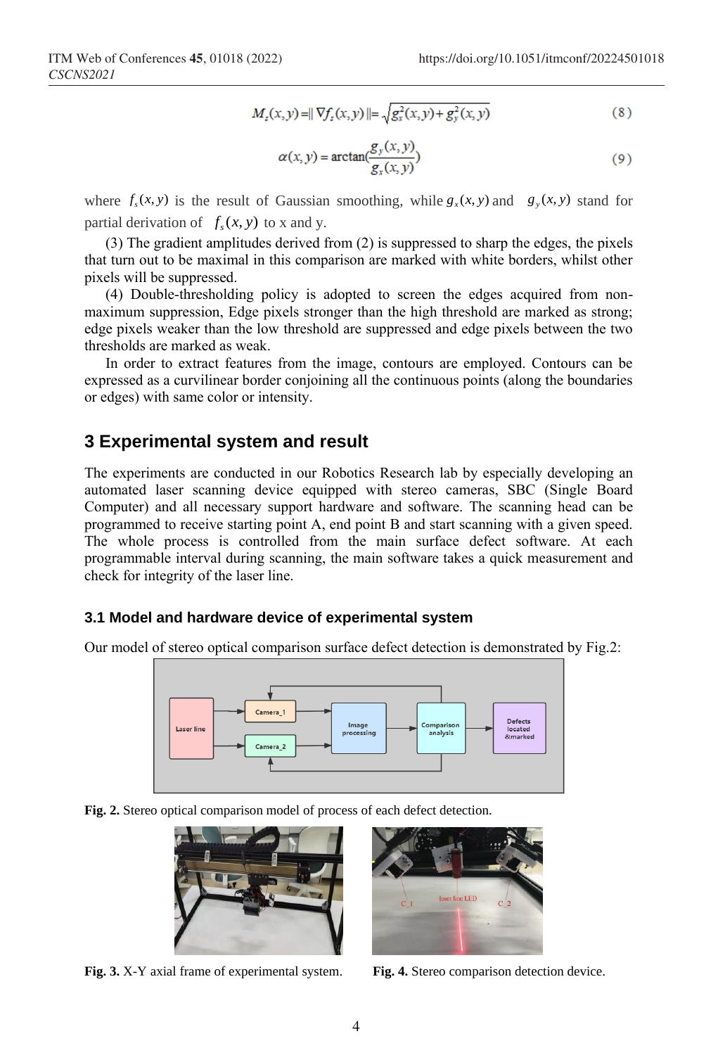$$M_s(x,y) = \| \nabla f_s(x,y) \| = \sqrt{g_x^2(x,y) + g_y^2(x,y)} \tag{8}$$

$$\alpha(x,y) = \arctan\left(\frac{g_y(x,y)}{g_x(x,y)}\right) \tag{9}$$

where $f_s(x,y)$ is the result of Gaussian smoothing, while $g_x(x,y)$ and $g_y(x,y)$ stand for partial derivation of $f_s(x,y)$ to x and y.

(3) The gradient amplitudes derived from (2) is suppressed to sharp the edges, the pixels that turn out to be maximal in this comparison are marked with white borders, whilst other pixels will be suppressed.

(4) Double-thresholding policy is adopted to screen the edges acquired from non-maximum suppression, Edge pixels stronger than the high threshold are marked as strong; edge pixels weaker than the low threshold are suppressed and edge pixels between the two thresholds are marked as weak.

In order to extract features from the image, contours are employed. Contours can be expressed as a curvilinear border conjoining all the continuous points (along the boundaries or edges) with same color or intensity.

## 3 Experimental system and result

The experiments are conducted in our Robotics Research lab by especially developing an automated laser scanning device equipped with stereo cameras, SBC (Single Board Computer) and all necessary support hardware and software. The scanning head can be programmed to receive starting point A, end point B and start scanning with a given speed. The whole process is controlled from the main surface defect software. At each programmable interval during scanning, the main software takes a quick measurement and check for integrity of the laser line.

### 3.1 Model and hardware device of experimental system

Our model of stereo optical comparison surface defect detection is demonstrated by Fig.2:

**Fig. 2.** Stereo optical comparison model of process of each defect detection.

**Fig. 3.** X-Y axial frame of experimental system.

**Fig. 4.** Stereo comparison detection device.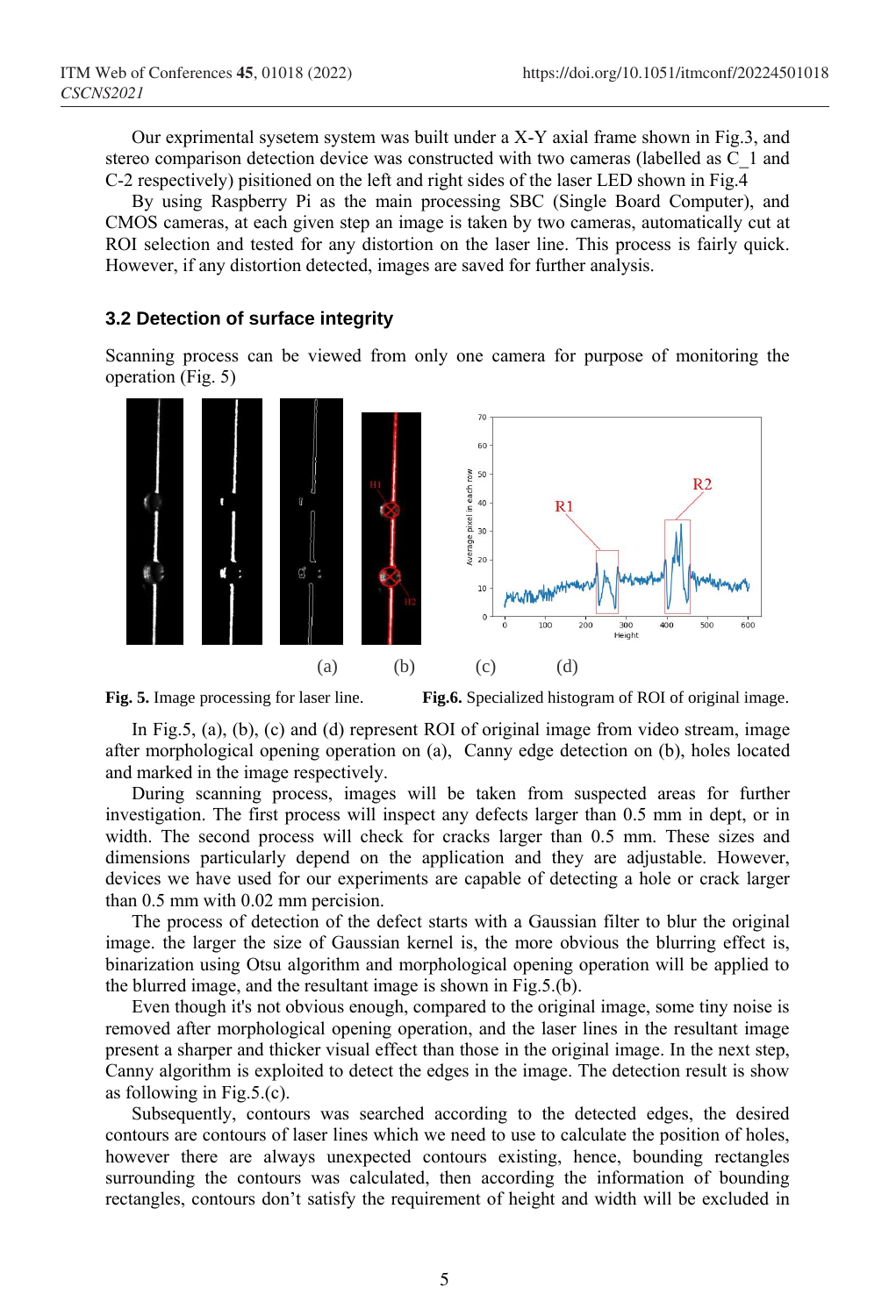Our exprimental syseteem system was built under a X-Y axial frame shown in Fig.3, and stereo comparison detection device was constructed with two cameras (labelled as C_1 and C-2 respectively) pisitioned on the left and right sides of the laser LED shown in Fig.4

By using Raspberry Pi as the main processing SBC (Single Board Computer), and CMOS cameras, at each given step an image is taken by two cameras, automatically cut at ROI selection and tested for any distortion on the laser line. This process is fairly quick. However, if any distortion detected, images are saved for further analysis.

### 3.2 Detection of surface integrity

Scanning process can be viewed from only one camera for purpose of monitoring the operation (Fig. 5)

(a) (b) (c) (d)

**Fig. 5.** Image processing for laser line.

**Fig.6.** Specialized histogram of ROI of original image.

In Fig.5, (a), (b), (c) and (d) represent ROI of original image from video stream, image after morphological opening operation on (a), Canny edge detection on (b), holes located and marked in the image respectively.

During scanning process, images will be taken from suspected areas for further investigation. The first process will inspect any defects larger than 0.5 mm in dept, or in width. The second process will check for cracks larger than 0.5 mm. These sizes and dimensions particularly depend on the application and they are adjustable. However, devices we have used for our experiments are capable of detecting a hole or crack larger than 0.5 mm with 0.02 mm percision.

The process of detection of the defect starts with a Gaussian filter to blur the original image. the larger the size of Gaussian kernel is, the more obvious the blurring effect is, binarization using Otsu algorithm and morphological opening operation will be applied to the blurred image, and the resultant image is shown in Fig.5.(b).

Even though it's not obvious enough, compared to the original image, some tiny noise is removed after morphological opening operation, and the laser lines in the resultant image present a sharper and thicker visual effect than those in the original image. In the next step, Canny algorithm is exploited to detect the edges in the image. The detection result is show as following in Fig.5.(c).

Subsequently, contours was searched according to the detected edges, the desired contours are contours of laser lines which we need to use to calculate the position of holes, however there are always unexpected contours existing, hence, bounding rectangles surrounding the contours was calculated, then according the information of bounding rectangles, contours don't satisfy the requirement of height and width will be excluded in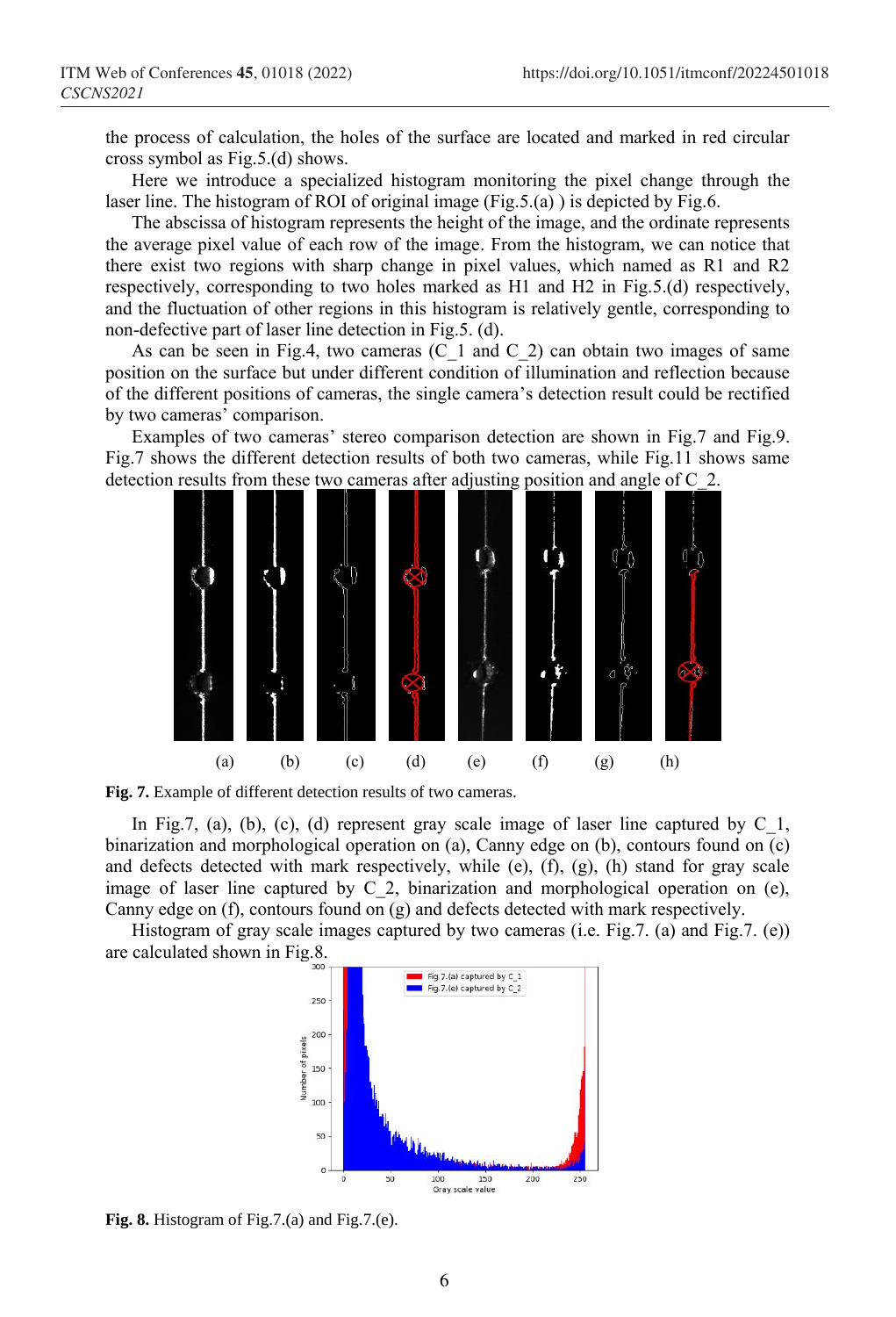the process of calculation, the holes of the surface are located and marked in red circular cross symbol as Fig.5.(d) shows.

Here we introduce a specialized histogram monitoring the pixel change through the laser line. The histogram of ROI of original image (Fig.5.(a) ) is depicted by Fig.6.

The abscissa of histogram represents the height of the image, and the ordinate represents the average pixel value of each row of the image. From the histogram, we can notice that there exist two regions with sharp change in pixel values, which named as R1 and R2 respectively, corresponding to two holes marked as H1 and H2 in Fig.5.(d) respectively, and the fluctuation of other regions in this histogram is relatively gentle, corresponding to non-defective part of laser line detection in Fig.5. (d).

As can be seen in Fig.4, two cameras ($C\_1$ and $C\_2$) can obtain two images of same position on the surface but under different condition of illumination and reflection because of the different positions of cameras, the single camera's detection result could be rectified by two cameras' comparison.

Examples of two cameras' stereo comparison detection are shown in Fig.7 and Fig.9. Fig.7 shows the different detection results of both two cameras, while Fig.11 shows same detection results from these two cameras after adjusting position and angle of $C\_2$.

(a) (b) (c) (d) (e) (f) (g) (h)

**Fig. 7.** Example of different detection results of two cameras.

In Fig.7, (a), (b), (c), (d) represent gray scale image of laser line captured by $C\_1$, binarization and morphological operation on (a), Canny edge on (b), contours found on (c) and defects detected with mark respectively, while (e), (f), (g), (h) stand for gray scale image of laser line captured by $C\_2$, binarization and morphological operation on (e), Canny edge on (f), contours found on (g) and defects detected with mark respectively.

Histogram of gray scale images captured by two cameras (i.e. Fig.7. (a) and Fig.7. (e)) are calculated shown in Fig.8.

**Fig. 8.** Histogram of Fig.7.(a) and Fig.7.(e).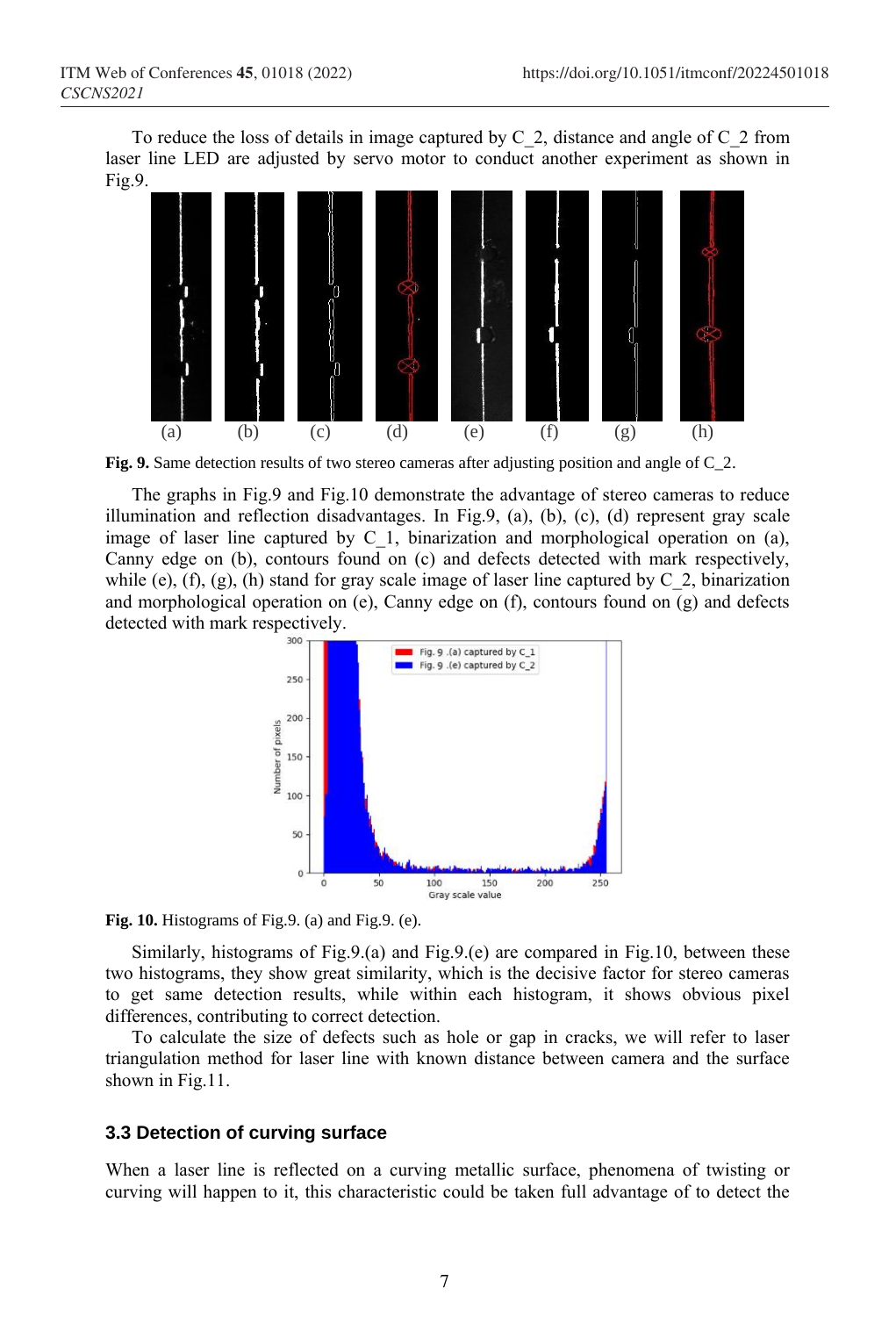To reduce the loss of details in image captured by C_2, distance and angle of C_2 from laser line LED are adjusted by servo motor to conduct another experiment as shown in Fig.9.

(a) (b) (c) (d) (e) (f) (g) (h)

**Fig. 9.** Same detection results of two stereo cameras after adjusting position and angle of C_2.

The graphs in Fig.9 and Fig.10 demonstrate the advantage of stereo cameras to reduce illumination and reflection disadvantages. In Fig.9, (a), (b), (c), (d) represent gray scale image of laser line captured by C_1, binarization and morphological operation on (a), Canny edge on (b), contours found on (c) and defects detected with mark respectively, while (e), (f), (g), (h) stand for gray scale image of laser line captured by C_2, binarization and morphological operation on (e), Canny edge on (f), contours found on (g) and defects detected with mark respectively.

**Fig. 10.** Histograms of Fig.9. (a) and Fig.9. (e).

Similarly, histograms of Fig.9.(a) and Fig.9.(e) are compared in Fig.10, between these two histograms, they show great similarity, which is the decisive factor for stereo cameras to get same detection results, while within each histogram, it shows obvious pixel differences, contributing to correct detection.

To calculate the size of defects such as hole or gap in cracks, we will refer to laser triangulation method for laser line with known distance between camera and the surface shown in Fig.11.

### 3.3 Detection of curving surface

When a laser line is reflected on a curving metallic surface, phenomena of twisting or curving will happen to it, this characteristic could be taken full advantage of to detect the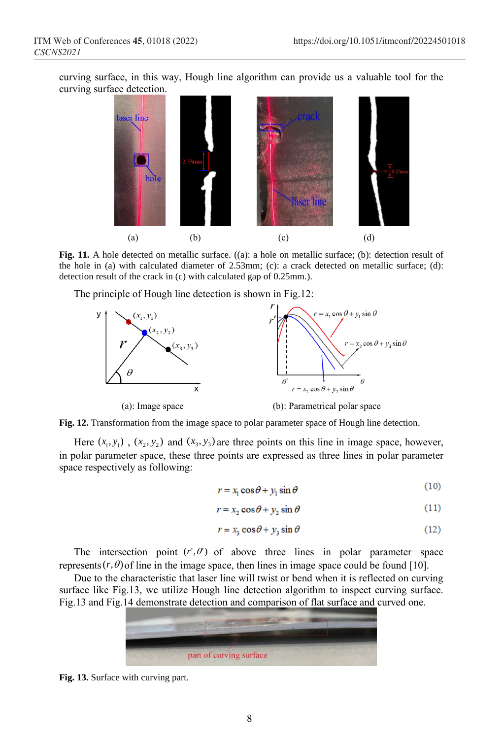curving surface, in this way, Hough line algorithm can provide us a valuable tool for the curving surface detection.

**Fig. 11.** A hole detected on metallic surface. ((a): a hole on metallic surface; (b): detection result of the hole in (a) with calculated diameter of 2.53mm; (c): a crack detected on metallic surface; (d): detection result of the crack in (c) with calculated gap of 0.25mm.).

The principle of Hough line detection is shown in Fig.12:

(a): Image space (b): Parametrical polar space

**Fig. 12.** Transformation from the image space to polar parameter space of Hough line detection.

Here $(x_1, y_1)$ , $(x_2, y_2)$ and $(x_3, y_3)$ are three points on this line in image space, however, in polar parameter space, these three points are expressed as three lines in polar parameter space respectively as following:

$$r = x_1 \cos\theta + y_1 \sin\theta \tag{10}$$

$$r = x_2 \cos\theta + y_2 \sin\theta \tag{11}$$

$$r = x_3 \cos\theta + y_3 \sin\theta \tag{12}$$

The intersection point $(r', \theta')$ of above three lines in polar parameter space represents $(r, \theta)$ of line in the image space, then lines in image space could be found [10].

Due to the characteristic that laser line will twist or bend when it is reflected on curving surface like Fig.13, we utilize Hough line detection algorithm to inspect curving surface. Fig.13 and Fig.14 demonstrate detection and comparison of flat surface and curved one.

**Fig. 13.** Surface with curving part.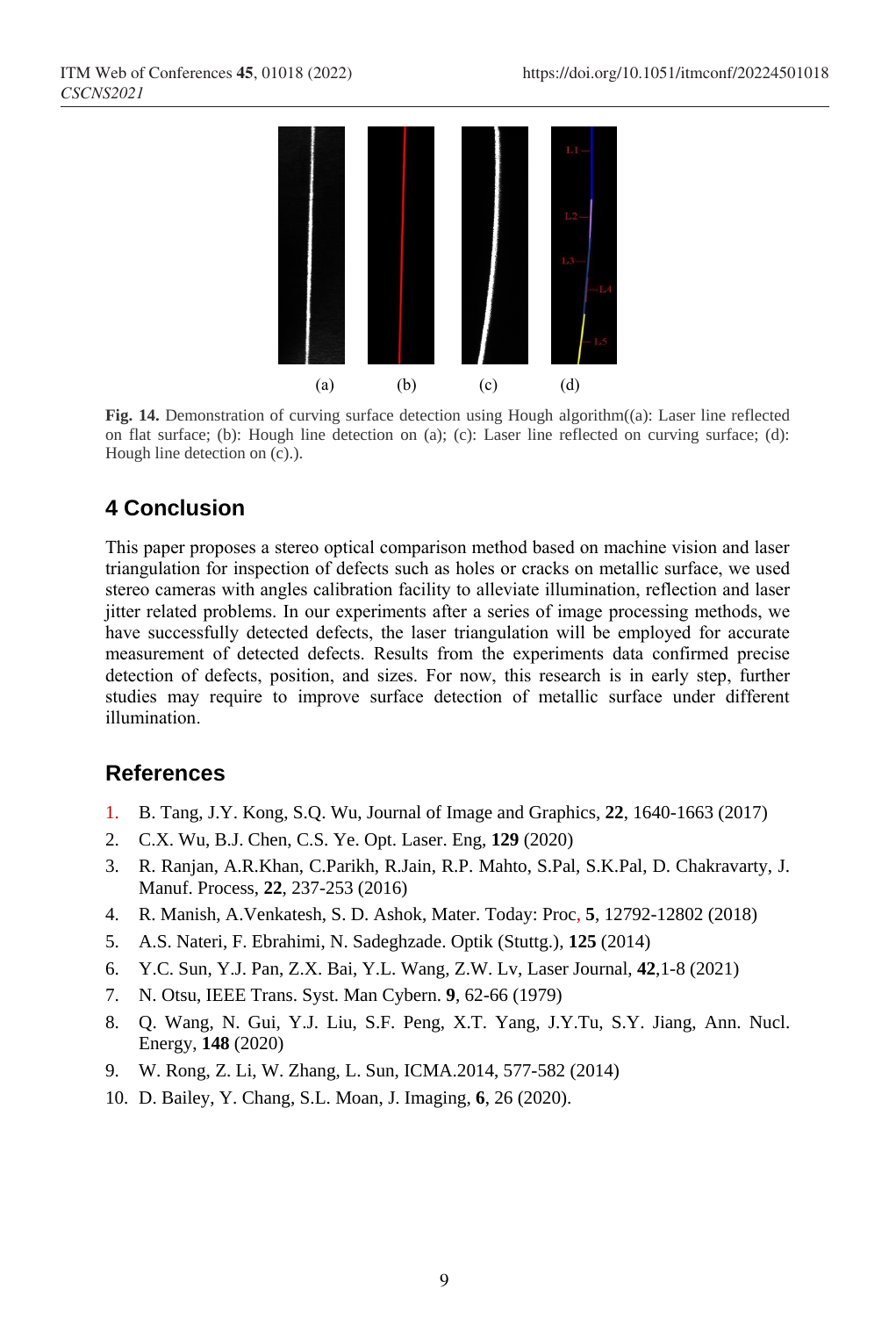(a) (b) (c) (d)

L1 L2 L3 L4 L5

**Fig. 14.** Demonstration of curving surface detection using Hough algorithm((a): Laser line reflected on flat surface; (b): Hough line detection on (a); (c): Laser line reflected on curving surface; (d): Hough line detection on (c).).

## 4 Conclusion

This paper proposes a stereo optical comparison method based on machine vision and laser triangulation for inspection of defects such as holes or cracks on metallic surface, we used stereo cameras with angles calibration facility to alleviate illumination, reflection and laser jitter related problems. In our experiments after a series of image processing methods, we have successfully detected defects, the laser triangulation will be employed for accurate measurement of detected defects. Results from the experiments data confirmed precise detection of defects, position, and sizes. For now, this research is in early step, further studies may require to improve surface detection of metallic surface under different illumination.

## References

1. B. Tang, J.Y. Kong, S.Q. Wu, Journal of Image and Graphics, **22**, 1640-1663 (2017)
2. C.X. Wu, B.J. Chen, C.S. Ye. Opt. Laser. Eng, **129** (2020)
3. R. Ranjan, A.R.Khan, C.Parikh, R.Jain, R.P. Mahto, S.Pal, S.K.Pal, D. Chakravarty, J. Manuf. Process, **22**, 237-253 (2016)
4. R. Manish, A.Venkatesh, S. D. Ashok, Mater. Today: Proc, **5**, 12792-12802 (2018)
5. A.S. Nateri, F. Ebrahimi, N. Sadeghzade. Optik (Stuttg.), **125** (2014)
6. Y.C. Sun, Y.J. Pan, Z.X. Bai, Y.L. Wang, Z.W. Lv, Laser Journal, **42**,1-8 (2021)
7. N. Otsu, IEEE Trans. Syst. Man Cybern. **9**, 62-66 (1979)
8. Q. Wang, N. Gui, Y.J. Liu, S.F. Peng, X.T. Yang, J.Y.Tu, S.Y. Jiang, Ann. Nucl. Energy, **148** (2020)
9. W. Rong, Z. Li, W. Zhang, L. Sun, ICMA.2014, 577-582 (2014)
10. D. Bailey, Y. Chang, S.L. Moan, J. Imaging, **6**, 26 (2020).